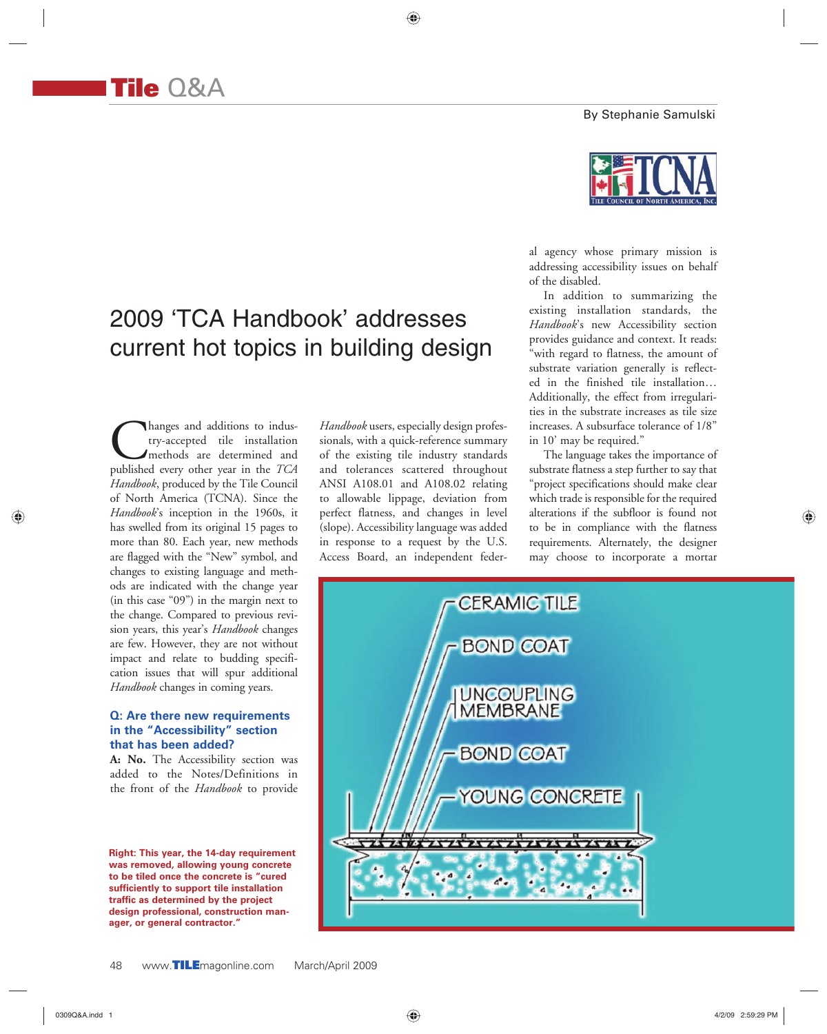# Tile Q&A

By Stephanie Samulski

## 2009 'TCA Handbook' addresses current hot topics in building design

Changes and additions to industry-accepted tile installation methods are determined and published every other year in the *TCA Handbook*, produced by the Tile Council of North America (TCNA). Since the *Handbook*'s inception in the 1960s, it has swelled from its original 15 pages to more than 80. Each year, new methods are flagged with the "New" symbol, and changes to existing language and methods are indicated with the change year (in this case "09") in the margin next to the change. Compared to previous revision years, this year's *Handbook* changes are few. However, they are not without impact and relate to budding specification issues that will spur additional *Handbook* changes in coming years.

**Q: Are there new requirements in the "Accessibility" section that has been added?**

**A: No.** The Accessibility section was added to the Notes/Definitions in the front of the *Handbook* to provide *Handbook* users, especially design professionals, with a quick-reference summary of the existing tile industry standards and tolerances scattered throughout ANSI A108.01 and A108.02 relating to allowable lippage, deviation from perfect flatness, and changes in level (slope). Accessibility language was added in response to a request by the U.S. Access Board, an independent federal agency whose primary mission is addressing accessibility issues on behalf of the disabled.

In addition to summarizing the existing installation standards, the *Handbook*'s new Accessibility section provides guidance and context. It reads: "with regard to flatness, the amount of substrate variation generally is reflected in the finished tile installation… Additionally, the effect from irregularities in the substrate increases as tile size increases. A subsurface tolerance of 1/8" in 10' may be required."

The language takes the importance of substrate flatness a step further to say that "project specifications should make clear which trade is responsible for the required alterations if the subfloor is found not to be in compliance with the flatness requirements. Alternately, the designer may choose to incorporate a mortar

Right: This year, the 14-day requirement was removed, allowing young concrete to be tiled once the concrete is "cured sufficiently to support tile installation traffic as determined by the project design professional, construction manager, or general contractor."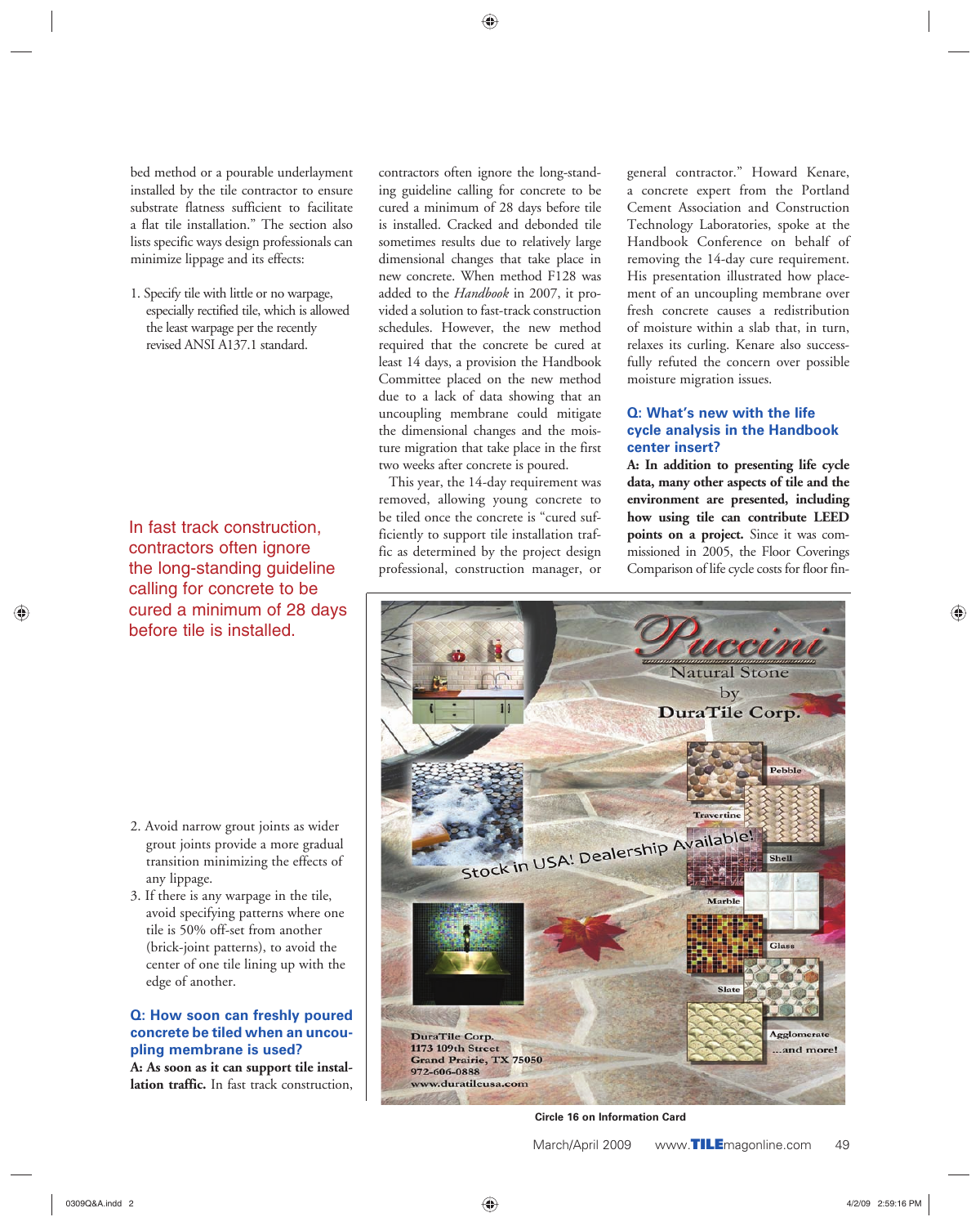bed method or a pourable underlayment installed by the tile contractor to ensure substrate flatness sufficient to facilitate a flat tile installation." The section also lists specific ways design professionals can minimize lippage and its effects:

1. Specify tile with little or no warpage, especially rectified tile, which is allowed the least warpage per the recently revised ANSI A137.1 standard.
2. Avoid narrow grout joints as wider grout joints provide a more gradual transition minimizing the effects of any lippage.
3. If there is any warpage in the tile, avoid specifying patterns where one tile is 50% off-set from another (brick-joint patterns), to avoid the center of one tile lining up with the edge of another.

> In fast track construction, contractors often ignore the long-standing guideline calling for concrete to be cured a minimum of 28 days before tile is installed.

### Q: How soon can freshly poured concrete be tiled when an uncoupling membrane is used?

**A: As soon as it can support tile installation traffic.** In fast track construction, contractors often ignore the long-standing guideline calling for concrete to be cured a minimum of 28 days before tile is installed. Cracked and debonded tile sometimes results due to relatively large dimensional changes that take place in new concrete. When method F128 was added to the *Handbook* in 2007, it provided a solution to fast-track construction schedules. However, the new method required that the concrete be cured at least 14 days, a provision the Handbook Committee placed on the new method due to a lack of data showing that an uncoupling membrane could mitigate the dimensional changes and the moisture migration that take place in the first two weeks after concrete is poured.

This year, the 14-day requirement was removed, allowing young concrete to be tiled once the concrete is "cured sufficiently to support tile installation traffic as determined by the project design professional, construction manager, or general contractor." Howard Kenare, a concrete expert from the Portland Cement Association and Construction Technology Laboratories, spoke at the Handbook Conference on behalf of removing the 14-day cure requirement. His presentation illustrated how placement of an uncoupling membrane over fresh concrete causes a redistribution of moisture within a slab that, in turn, relaxes its curling. Kenare also successfully refuted the concern over possible moisture migration issues.

### Q: What's new with the life cycle analysis in the Handbook center insert?

**A: In addition to presenting life cycle data, many other aspects of tile and the environment are presented, including how using tile can contribute LEED points on a project.** Since it was commissioned in 2005, the Floor Coverings Comparison of life cycle costs for floor fin-

Circle 16 on Information Card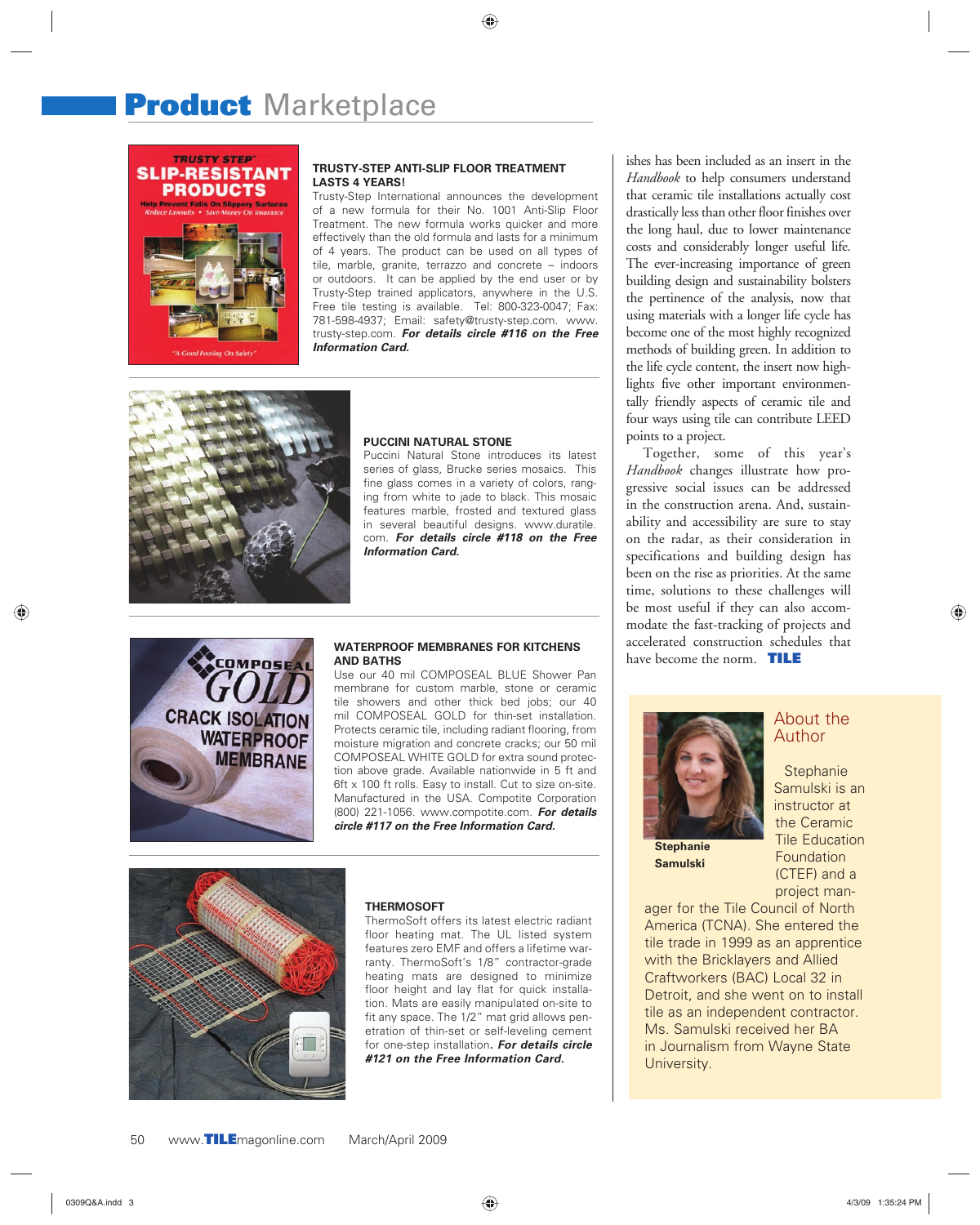# **Product** Marketplace

**TRUSTY-STEP ANTI-SLIP FLOOR TREATMENT LASTS 4 YEARS!**

Trusty-Step International announces the development of a new formula for their No. 1001 Anti-Slip Floor Treatment. The new formula works quicker and more effectively than the old formula and lasts for a minimum of 4 years. The product can be used on all types of tile, marble, granite, terrazzo and concrete – indoors or outdoors. It can be applied by the end user or by Trusty-Step trained applicators, anywhere in the U.S. Free tile testing is available. Tel: 800-323-0047; Fax: 781-598-4937; Email: safety@trusty-step.com. www.trusty-step.com. ***For details circle #116 on the Free Information Card.***

**PUCCINI NATURAL STONE**

Puccini Natural Stone introduces its latest series of glass, Brucke series mosaics. This fine glass comes in a variety of colors, ranging from white to jade to black. This mosaic features marble, frosted and textured glass in several beautiful designs. www.duratile.com. ***For details circle #118 on the Free Information Card.***

**WATERPROOF MEMBRANES FOR KITCHENS AND BATHS**

Use our 40 mil COMPOSEAL BLUE Shower Pan membrane for custom marble, stone or ceramic tile showers and other thick bed jobs; our 40 mil COMPOSEAL GOLD for thin-set installation. Protects ceramic tile, including radiant flooring, from moisture migration and concrete cracks; our 50 mil COMPOSEAL WHITE GOLD for extra sound protection above grade. Available nationwide in 5 ft and 6ft x 100 ft rolls. Easy to install. Cut to size on-site. Manufactured in the USA. Compotite Corporation (800) 221-1056. www.compotite.com. ***For details circle #117 on the Free Information Card.***

**THERMOSOFT**

ThermoSoft offers its latest electric radiant floor heating mat. The UL listed system features zero EMF and offers a lifetime warranty. ThermoSoft's 1/8" contractor-grade heating mats are designed to minimize floor height and lay flat for quick installation. Mats are easily manipulated on-site to fit any space. The 1/2" mat grid allows penetration of thin-set or self-leveling cement for one-step installation. ***For details circle #121 on the Free Information Card.***

ishes has been included as an insert in the *Handbook* to help consumers understand that ceramic tile installations actually cost drastically less than other floor finishes over the long haul, due to lower maintenance costs and considerably longer useful life. The ever-increasing importance of green building design and sustainability bolsters the pertinence of the analysis, now that using materials with a longer life cycle has become one of the most highly recognized methods of building green. In addition to the life cycle content, the insert now highlights five other important environmentally friendly aspects of ceramic tile and four ways using tile can contribute LEED points to a project.

Together, some of this year's *Handbook* changes illustrate how progressive social issues can be addressed in the construction arena. And, sustainability and accessibility are sure to stay on the radar, as their consideration in specifications and building design has been on the rise as priorities. At the same time, solutions to these challenges will be most useful if they can also accommodate the fast-tracking of projects and accelerated construction schedules that have become the norm. **TILE**

## About the Author

**Stephanie Samulski**

Stephanie Samulski is an instructor at the Ceramic Tile Education Foundation (CTEF) and a project manager for the Tile Council of North America (TCNA). She entered the tile trade in 1999 as an apprentice with the Bricklayers and Allied Craftworkers (BAC) Local 32 in Detroit, and she went on to install tile as an independent contractor. Ms. Samulski received her BA in Journalism from Wayne State University.